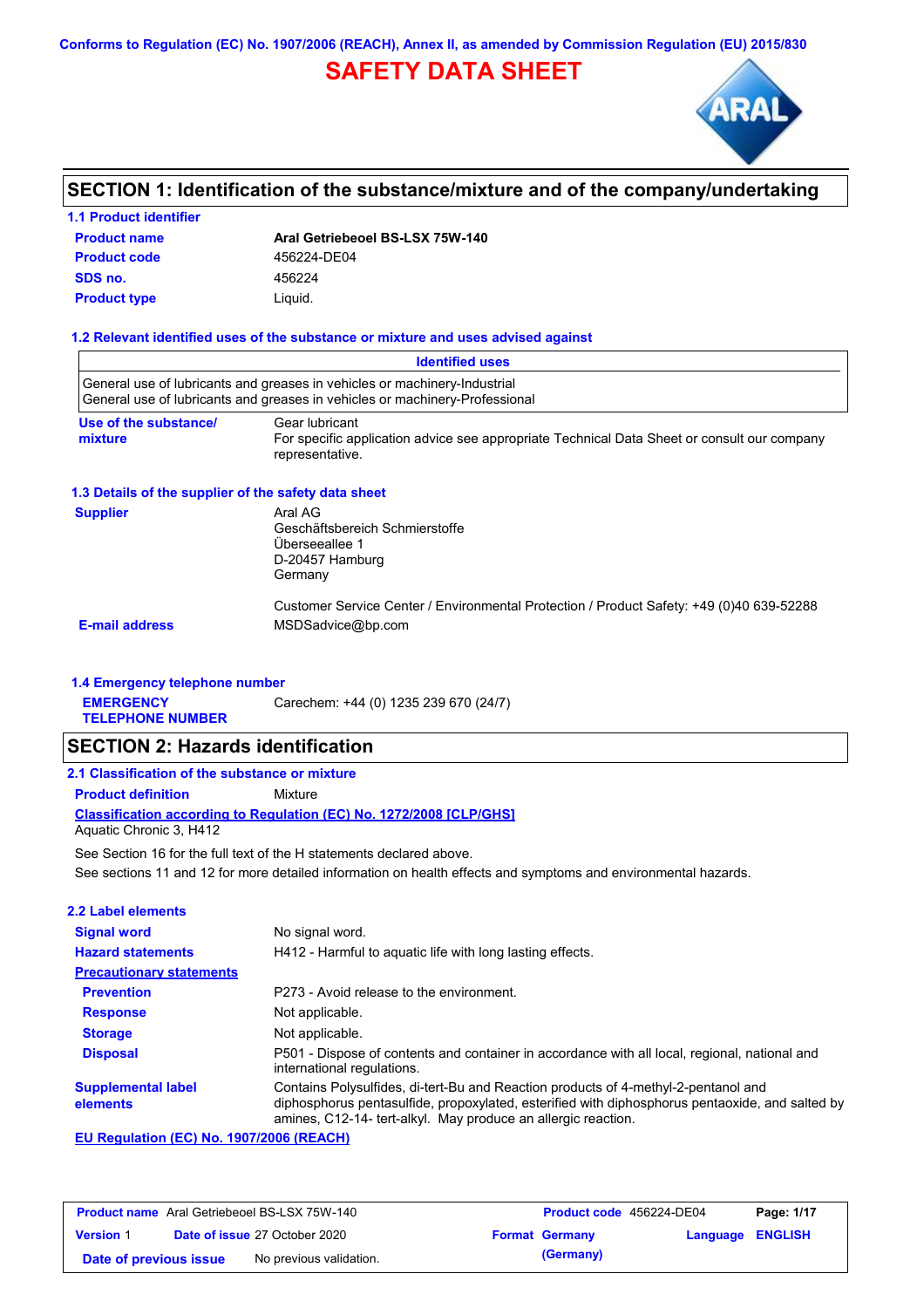Conforms to Regulation (EC) No. 1907/2006 (REACH), Annex II, as amended by Commission Regulation (EU) 2015/830

# SAFETY DATA SHEET

## SECTION 1: Identification of the substance/mixture and of the company/undertaking

### 1.1 Product identifier

| | |
|---|---|
| **Product name** | **Aral Getriebeoel BS-LSX 75W-140** |
| **Product code** | 456224-DE04 |
| **SDS no.** | 456224 |
| **Product type** | Liquid. |

### 1.2 Relevant identified uses of the substance or mixture and uses advised against

| Identified uses |
|---|
| General use of lubricants and greases in vehicles or machinery-Industrial<br>General use of lubricants and greases in vehicles or machinery-Professional |

**Use of the substance/ mixture**: Gear lubricant
For specific application advice see appropriate Technical Data Sheet or consult our company representative.

### 1.3 Details of the supplier of the safety data sheet

**Supplier**
Aral AG
Geschäftsbereich Schmierstoffe
Überseeallee 1
D-20457 Hamburg
Germany

Customer Service Center / Environmental Protection / Product Safety: +49 (0)40 639-52288

**E-mail address**: MSDSadvice@bp.com

### 1.4 Emergency telephone number

**EMERGENCY TELEPHONE NUMBER**: Carechem: +44 (0) 1235 239 670 (24/7)

## SECTION 2: Hazards identification

### 2.1 Classification of the substance or mixture

**Product definition**: Mixture

**Classification according to Regulation (EC) No. 1272/2008 [CLP/GHS]**
Aquatic Chronic 3, H412

See Section 16 for the full text of the H statements declared above.
See sections 11 and 12 for more detailed information on health effects and symptoms and environmental hazards.

### 2.2 Label elements

| | |
|---|---|
| **Signal word** | No signal word. |
| **Hazard statements** | H412 - Harmful to aquatic life with long lasting effects. |
| **Precautionary statements** | |
| **Prevention** | P273 - Avoid release to the environment. |
| **Response** | Not applicable. |
| **Storage** | Not applicable. |
| **Disposal** | P501 - Dispose of contents and container in accordance with all local, regional, national and international regulations. |
| **Supplemental label elements** | Contains Polysulfides, di-tert-Bu and Reaction products of 4-methyl-2-pentanol and diphosphorus pentasulfide, propoxylated, esterified with diphosphorus pentaoxide, and salted by amines, C12-14- tert-alkyl. May produce an allergic reaction. |

**EU Regulation (EC) No. 1907/2006 (REACH)**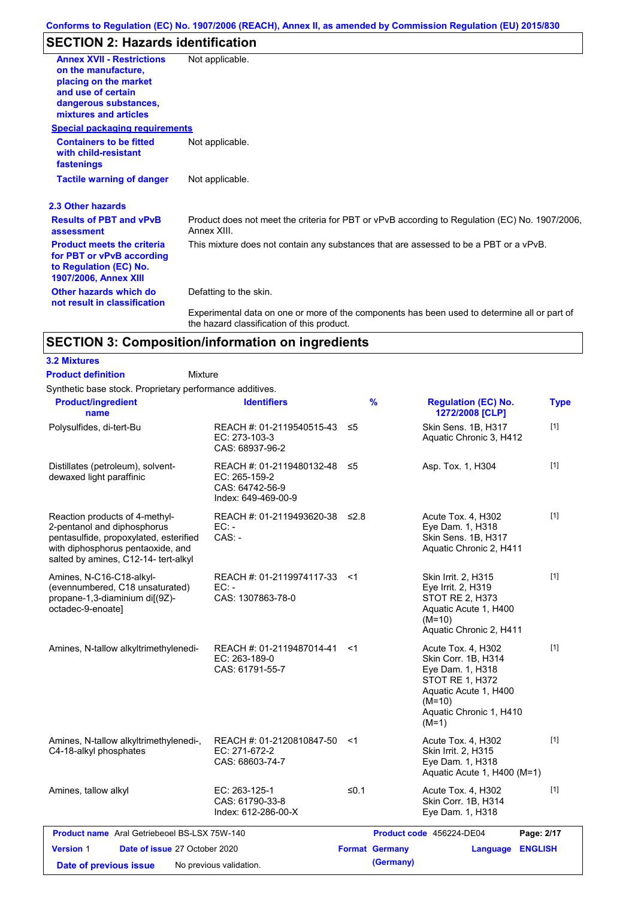## SECTION 2: Hazards identification

| | |
|---|---|
| **Annex XVII - Restrictions on the manufacture, placing on the market and use of certain dangerous substances, mixtures and articles** | Not applicable. |

**Special packaging requirements**

| | |
|---|---|
| **Containers to be fitted with child-resistant fastenings** | Not applicable. |
| **Tactile warning of danger** | Not applicable. |

### 2.3 Other hazards

| | |
|---|---|
| **Results of PBT and vPvB assessment** | Product does not meet the criteria for PBT or vPvB according to Regulation (EC) No. 1907/2006, Annex XIII. |
| **Product meets the criteria for PBT or vPvB according to Regulation (EC) No. 1907/2006, Annex XIII** | This mixture does not contain any substances that are assessed to be a PBT or a vPvB. |
| **Other hazards which do not result in classification** | Defatting to the skin. |
| | Experimental data on one or more of the components has been used to determine all or part of the hazard classification of this product. |

## SECTION 3: Composition/information on ingredients

### 3.2 Mixtures

**Product definition** Mixture

Synthetic base stock. Proprietary performance additives.

| Product/ingredient name | Identifiers | % | Regulation (EC) No. 1272/2008 [CLP] | Type |
|---|---|---|---|---|
| Polysulfides, di-tert-Bu | REACH #: 01-2119540515-43<br>EC: 273-103-3<br>CAS: 68937-96-2 | ≤5 | Skin Sens. 1B, H317<br>Aquatic Chronic 3, H412 | [1] |
| Distillates (petroleum), solvent-dewaxed light paraffinic | REACH #: 01-2119480132-48<br>EC: 265-159-2<br>CAS: 64742-56-9<br>Index: 649-469-00-9 | ≤5 | Asp. Tox. 1, H304 | [1] |
| Reaction products of 4-methyl-2-pentanol and diphosphorus pentasulfide, propoxylated, esterified with diphosphorus pentaoxide, and salted by amines, C12-14- tert-alkyl | REACH #: 01-2119493620-38<br>EC: -<br>CAS: - | ≤2.8 | Acute Tox. 4, H302<br>Eye Dam. 1, H318<br>Skin Sens. 1B, H317<br>Aquatic Chronic 2, H411 | [1] |
| Amines, N-C16-C18-alkyl-(evennumbered, C18 unsaturated) propane-1,3-diaminium di[(9Z)-octadec-9-enoate] | REACH #: 01-2119974117-33<br>EC: -<br>CAS: 1307863-78-0 | <1 | Skin Irrit. 2, H315<br>Eye Irrit. 2, H319<br>STOT RE 2, H373<br>Aquatic Acute 1, H400 (M=10)<br>Aquatic Chronic 2, H411 | [1] |
| Amines, N-tallow alkyltrimethylenedi- | REACH #: 01-2119487014-41<br>EC: 263-189-0<br>CAS: 61791-55-7 | <1 | Acute Tox. 4, H302<br>Skin Corr. 1B, H314<br>Eye Dam. 1, H318<br>STOT RE 1, H372<br>Aquatic Acute 1, H400 (M=10)<br>Aquatic Chronic 1, H410 (M=1) | [1] |
| Amines, N-tallow alkyltrimethylenedi-, C4-18-alkyl phosphates | REACH #: 01-2120810847-50<br>EC: 271-672-2<br>CAS: 68603-74-7 | <1 | Acute Tox. 4, H302<br>Skin Irrit. 2, H315<br>Eye Dam. 1, H318<br>Aquatic Acute 1, H400 (M=1) | [1] |
| Amines, tallow alkyl | EC: 263-125-1<br>CAS: 61790-33-8<br>Index: 612-286-00-X | ≤0.1 | Acute Tox. 4, H302<br>Skin Corr. 1B, H314<br>Eye Dam. 1, H318 | [1] |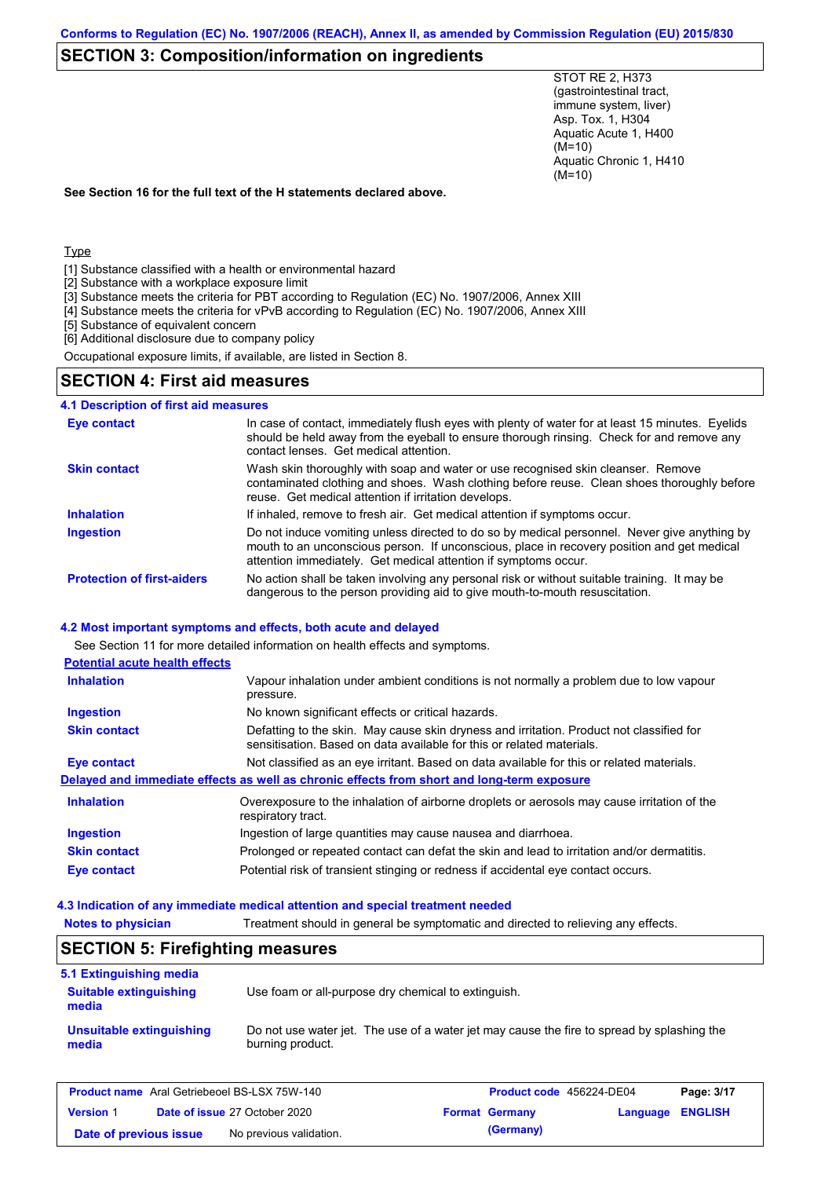## SECTION 3: Composition/information on ingredients

STOT RE 2, H373 (gastrointestinal tract, immune system, liver)
Asp. Tox. 1, H304
Aquatic Acute 1, H400 (M=10)
Aquatic Chronic 1, H410 (M=10)

**See Section 16 for the full text of the H statements declared above.**

Type

[1] Substance classified with a health or environmental hazard
[2] Substance with a workplace exposure limit
[3] Substance meets the criteria for PBT according to Regulation (EC) No. 1907/2006, Annex XIII
[4] Substance meets the criteria for vPvB according to Regulation (EC) No. 1907/2006, Annex XIII
[5] Substance of equivalent concern
[6] Additional disclosure due to company policy

Occupational exposure limits, if available, are listed in Section 8.

## SECTION 4: First aid measures

### 4.1 Description of first aid measures

| | |
|---|---|
| **Eye contact** | In case of contact, immediately flush eyes with plenty of water for at least 15 minutes. Eyelids should be held away from the eyeball to ensure thorough rinsing. Check for and remove any contact lenses. Get medical attention. |
| **Skin contact** | Wash skin thoroughly with soap and water or use recognised skin cleanser. Remove contaminated clothing and shoes. Wash clothing before reuse. Clean shoes thoroughly before reuse. Get medical attention if irritation develops. |
| **Inhalation** | If inhaled, remove to fresh air. Get medical attention if symptoms occur. |
| **Ingestion** | Do not induce vomiting unless directed to do so by medical personnel. Never give anything by mouth to an unconscious person. If unconscious, place in recovery position and get medical attention immediately. Get medical attention if symptoms occur. |
| **Protection of first-aiders** | No action shall be taken involving any personal risk or without suitable training. It may be dangerous to the person providing aid to give mouth-to-mouth resuscitation. |

### 4.2 Most important symptoms and effects, both acute and delayed

See Section 11 for more detailed information on health effects and symptoms.

**Potential acute health effects**

| | |
|---|---|
| **Inhalation** | Vapour inhalation under ambient conditions is not normally a problem due to low vapour pressure. |
| **Ingestion** | No known significant effects or critical hazards. |
| **Skin contact** | Defatting to the skin. May cause skin dryness and irritation. Product not classified for sensitisation. Based on data available for this or related materials. |
| **Eye contact** | Not classified as an eye irritant. Based on data available for this or related materials. |

**Delayed and immediate effects as well as chronic effects from short and long-term exposure**

| | |
|---|---|
| **Inhalation** | Overexposure to the inhalation of airborne droplets or aerosols may cause irritation of the respiratory tract. |
| **Ingestion** | Ingestion of large quantities may cause nausea and diarrhoea. |
| **Skin contact** | Prolonged or repeated contact can defat the skin and lead to irritation and/or dermatitis. |
| **Eye contact** | Potential risk of transient stinging or redness if accidental eye contact occurs. |

### 4.3 Indication of any immediate medical attention and special treatment needed

| | |
|---|---|
| **Notes to physician** | Treatment should in general be symptomatic and directed to relieving any effects. |

## SECTION 5: Firefighting measures

### 5.1 Extinguishing media

| | |
|---|---|
| **Suitable extinguishing media** | Use foam or all-purpose dry chemical to extinguish. |
| **Unsuitable extinguishing media** | Do not use water jet. The use of a water jet may cause the fire to spread by splashing the burning product. |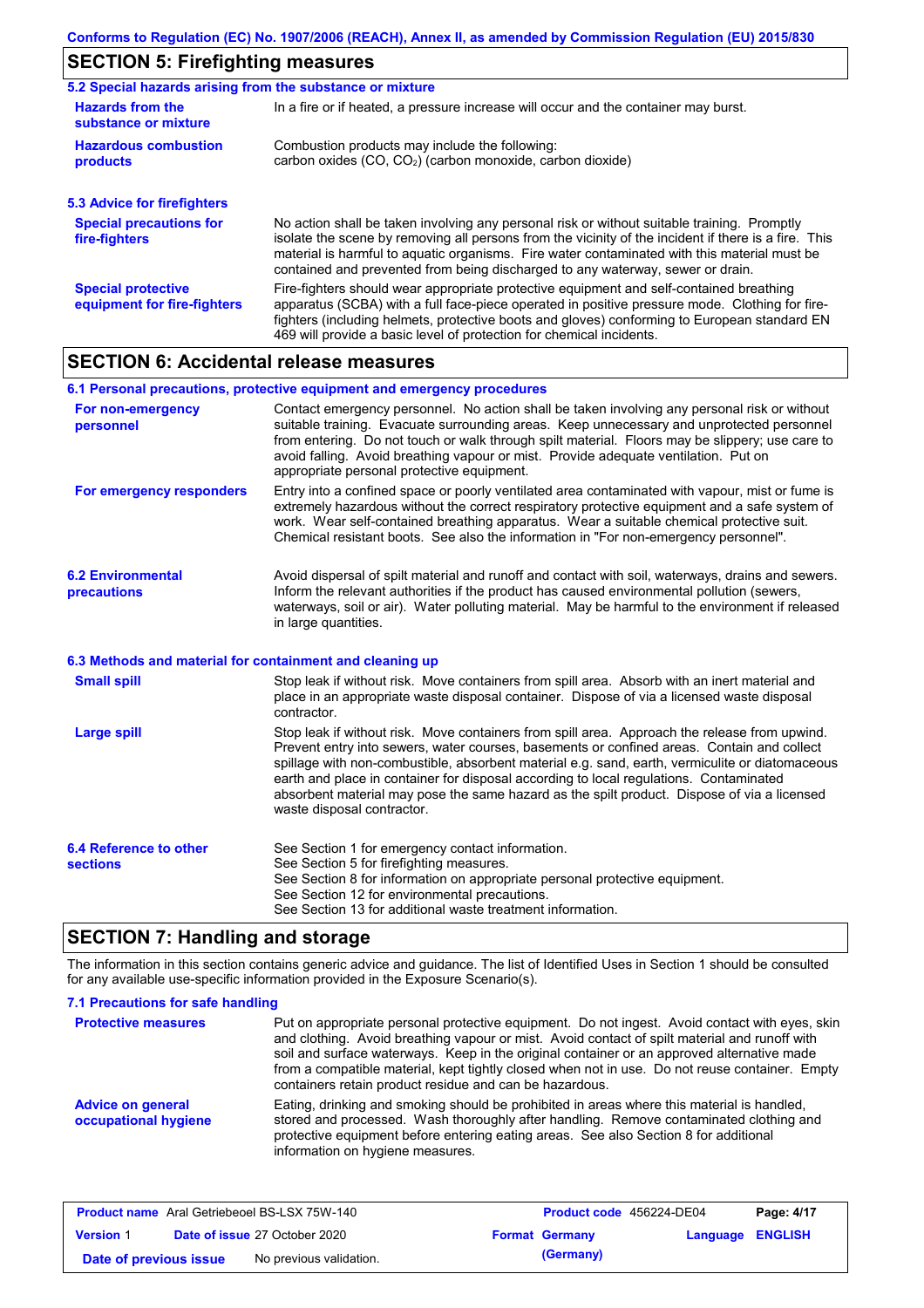## SECTION 5: Firefighting measures

### 5.2 Special hazards arising from the substance or mixture

**Hazards from the substance or mixture**
In a fire or if heated, a pressure increase will occur and the container may burst.

**Hazardous combustion products**
Combustion products may include the following:
carbon oxides (CO, $CO_2$) (carbon monoxide, carbon dioxide)

### 5.3 Advice for firefighters

**Special precautions for fire-fighters**
No action shall be taken involving any personal risk or without suitable training. Promptly isolate the scene by removing all persons from the vicinity of the incident if there is a fire. This material is harmful to aquatic organisms. Fire water contaminated with this material must be contained and prevented from being discharged to any waterway, sewer or drain.

**Special protective equipment for fire-fighters**
Fire-fighters should wear appropriate protective equipment and self-contained breathing apparatus (SCBA) with a full face-piece operated in positive pressure mode. Clothing for fire-fighters (including helmets, protective boots and gloves) conforming to European standard EN 469 will provide a basic level of protection for chemical incidents.

## SECTION 6: Accidental release measures

### 6.1 Personal precautions, protective equipment and emergency procedures

**For non-emergency personnel**
Contact emergency personnel. No action shall be taken involving any personal risk or without suitable training. Evacuate surrounding areas. Keep unnecessary and unprotected personnel from entering. Do not touch or walk through spilt material. Floors may be slippery; use care to avoid falling. Avoid breathing vapour or mist. Provide adequate ventilation. Put on appropriate personal protective equipment.

**For emergency responders**
Entry into a confined space or poorly ventilated area contaminated with vapour, mist or fume is extremely hazardous without the correct respiratory protective equipment and a safe system of work. Wear self-contained breathing apparatus. Wear a suitable chemical protective suit. Chemical resistant boots. See also the information in "For non-emergency personnel".

### 6.2 Environmental precautions

Avoid dispersal of spilt material and runoff and contact with soil, waterways, drains and sewers. Inform the relevant authorities if the product has caused environmental pollution (sewers, waterways, soil or air). Water polluting material. May be harmful to the environment if released in large quantities.

### 6.3 Methods and material for containment and cleaning up

**Small spill**
Stop leak if without risk. Move containers from spill area. Absorb with an inert material and place in an appropriate waste disposal container. Dispose of via a licensed waste disposal contractor.

**Large spill**
Stop leak if without risk. Move containers from spill area. Approach the release from upwind. Prevent entry into sewers, water courses, basements or confined areas. Contain and collect spillage with non-combustible, absorbent material e.g. sand, earth, vermiculite or diatomaceous earth and place in container for disposal according to local regulations. Contaminated absorbent material may pose the same hazard as the spilt product. Dispose of via a licensed waste disposal contractor.

### 6.4 Reference to other sections

See Section 1 for emergency contact information.
See Section 5 for firefighting measures.
See Section 8 for information on appropriate personal protective equipment.
See Section 12 for environmental precautions.
See Section 13 for additional waste treatment information.

## SECTION 7: Handling and storage

The information in this section contains generic advice and guidance. The list of Identified Uses in Section 1 should be consulted for any available use-specific information provided in the Exposure Scenario(s).

### 7.1 Precautions for safe handling

**Protective measures**
Put on appropriate personal protective equipment. Do not ingest. Avoid contact with eyes, skin and clothing. Avoid breathing vapour or mist. Avoid contact of spilt material and runoff with soil and surface waterways. Keep in the original container or an approved alternative made from a compatible material, kept tightly closed when not in use. Do not reuse container. Empty containers retain product residue and can be hazardous.

**Advice on general occupational hygiene**
Eating, drinking and smoking should be prohibited in areas where this material is handled, stored and processed. Wash thoroughly after handling. Remove contaminated clothing and protective equipment before entering eating areas. See also Section 8 for additional information on hygiene measures.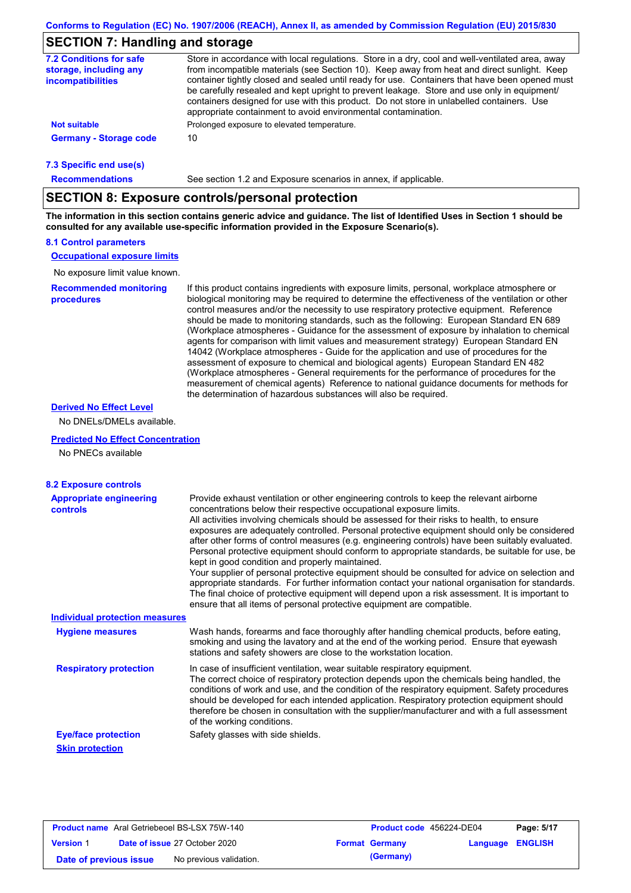## SECTION 7: Handling and storage

| | |
|---|---|
| **7.2 Conditions for safe storage, including any incompatibilities** | Store in accordance with local regulations. Store in a dry, cool and well-ventilated area, away from incompatible materials (see Section 10). Keep away from heat and direct sunlight. Keep container tightly closed and sealed until ready for use. Containers that have been opened must be carefully resealed and kept upright to prevent leakage. Store and use only in equipment/containers designed for use with this product. Do not store in unlabelled containers. Use appropriate containment to avoid environmental contamination. |
| **Not suitable** | Prolonged exposure to elevated temperature. |
| **Germany - Storage code** | 10 |

**7.3 Specific end use(s)**

| | |
|---|---|
| **Recommendations** | See section 1.2 and Exposure scenarios in annex, if applicable. |

## SECTION 8: Exposure controls/personal protection

**The information in this section contains generic advice and guidance. The list of Identified Uses in Section 1 should be consulted for any available use-specific information provided in the Exposure Scenario(s).**

**8.1 Control parameters**

**Occupational exposure limits**

No exposure limit value known.

| | |
|---|---|
| **Recommended monitoring procedures** | If this product contains ingredients with exposure limits, personal, workplace atmosphere or biological monitoring may be required to determine the effectiveness of the ventilation or other control measures and/or the necessity to use respiratory protective equipment. Reference should be made to monitoring standards, such as the following: European Standard EN 689 (Workplace atmospheres - Guidance for the assessment of exposure by inhalation to chemical agents for comparison with limit values and measurement strategy) European Standard EN 14042 (Workplace atmospheres - Guide for the application and use of procedures for the assessment of exposure to chemical and biological agents) European Standard EN 482 (Workplace atmospheres - General requirements for the performance of procedures for the measurement of chemical agents) Reference to national guidance documents for methods for the determination of hazardous substances will also be required. |

**Derived No Effect Level**

No DNELs/DMELs available.

**Predicted No Effect Concentration**

No PNECs available

**8.2 Exposure controls**

| | |
|---|---|
| **Appropriate engineering controls** | Provide exhaust ventilation or other engineering controls to keep the relevant airborne concentrations below their respective occupational exposure limits. All activities involving chemicals should be assessed for their risks to health, to ensure exposures are adequately controlled. Personal protective equipment should only be considered after other forms of control measures (e.g. engineering controls) have been suitably evaluated. Personal protective equipment should conform to appropriate standards, be suitable for use, be kept in good condition and properly maintained. Your supplier of personal protective equipment should be consulted for advice on selection and appropriate standards. For further information contact your national organisation for standards. The final choice of protective equipment will depend upon a risk assessment. It is important to ensure that all items of personal protective equipment are compatible. |

**Individual protection measures**

| | |
|---|---|
| **Hygiene measures** | Wash hands, forearms and face thoroughly after handling chemical products, before eating, smoking and using the lavatory and at the end of the working period. Ensure that eyewash stations and safety showers are close to the workstation location. |
| **Respiratory protection** | In case of insufficient ventilation, wear suitable respiratory equipment. The correct choice of respiratory protection depends upon the chemicals being handled, the conditions of work and use, and the condition of the respiratory equipment. Safety procedures should be developed for each intended application. Respiratory protection equipment should therefore be chosen in consultation with the supplier/manufacturer and with a full assessment of the working conditions. |
| **Eye/face protection** | Safety glasses with side shields. |

**Skin protection**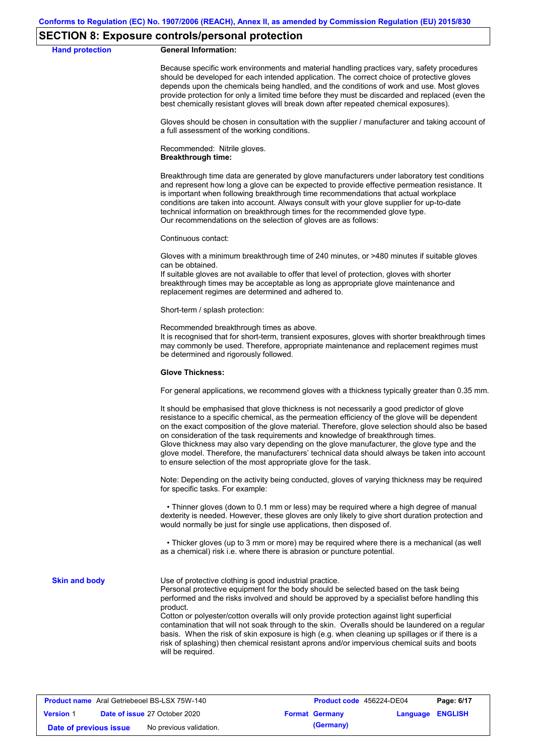## SECTION 8: Exposure controls/personal protection

**Hand protection**

**General Information:**

Because specific work environments and material handling practices vary, safety procedures should be developed for each intended application. The correct choice of protective gloves depends upon the chemicals being handled, and the conditions of work and use. Most gloves provide protection for only a limited time before they must be discarded and replaced (even the best chemically resistant gloves will break down after repeated chemical exposures).

Gloves should be chosen in consultation with the supplier / manufacturer and taking account of a full assessment of the working conditions.

Recommended: Nitrile gloves.
**Breakthrough time:**

Breakthrough time data are generated by glove manufacturers under laboratory test conditions and represent how long a glove can be expected to provide effective permeation resistance. It is important when following breakthrough time recommendations that actual workplace conditions are taken into account. Always consult with your glove supplier for up-to-date technical information on breakthrough times for the recommended glove type.
Our recommendations on the selection of gloves are as follows:

Continuous contact:

Gloves with a minimum breakthrough time of 240 minutes, or >480 minutes if suitable gloves can be obtained.
If suitable gloves are not available to offer that level of protection, gloves with shorter breakthrough times may be acceptable as long as appropriate glove maintenance and replacement regimes are determined and adhered to.

Short-term / splash protection:

Recommended breakthrough times as above.
It is recognised that for short-term, transient exposures, gloves with shorter breakthrough times may commonly be used. Therefore, appropriate maintenance and replacement regimes must be determined and rigorously followed.

**Glove Thickness:**

For general applications, we recommend gloves with a thickness typically greater than 0.35 mm.

It should be emphasised that glove thickness is not necessarily a good predictor of glove resistance to a specific chemical, as the permeation efficiency of the glove will be dependent on the exact composition of the glove material. Therefore, glove selection should also be based on consideration of the task requirements and knowledge of breakthrough times.
Glove thickness may also vary depending on the glove manufacturer, the glove type and the glove model. Therefore, the manufacturers' technical data should always be taken into account to ensure selection of the most appropriate glove for the task.

Note: Depending on the activity being conducted, gloves of varying thickness may be required for specific tasks. For example:

- Thinner gloves (down to 0.1 mm or less) may be required where a high degree of manual dexterity is needed. However, these gloves are only likely to give short duration protection and would normally be just for single use applications, then disposed of.

- Thicker gloves (up to 3 mm or more) may be required where there is a mechanical (as well as a chemical) risk i.e. where there is abrasion or puncture potential.

**Skin and body**

Use of protective clothing is good industrial practice.
Personal protective equipment for the body should be selected based on the task being performed and the risks involved and should be approved by a specialist before handling this product.
Cotton or polyester/cotton overalls will only provide protection against light superficial contamination that will not soak through to the skin. Overalls should be laundered on a regular basis. When the risk of skin exposure is high (e.g. when cleaning up spillages or if there is a risk of splashing) then chemical resistant aprons and/or impervious chemical suits and boots will be required.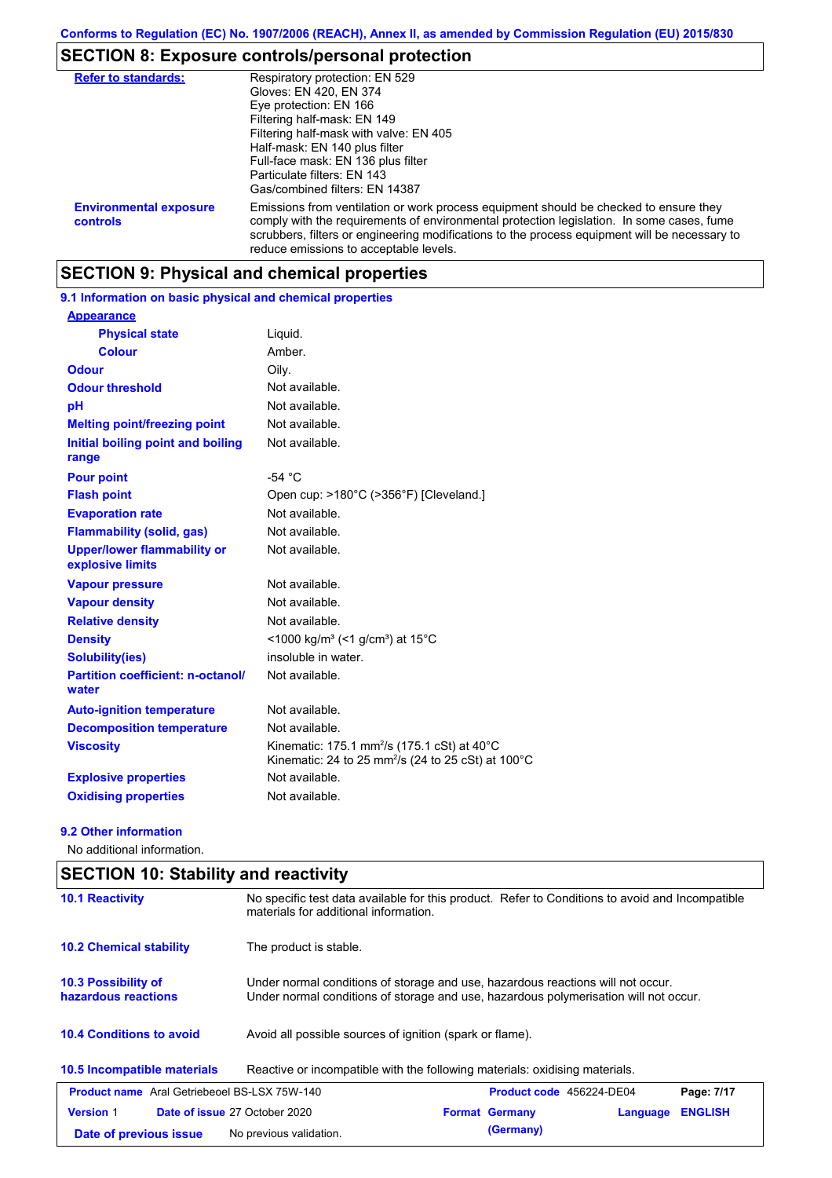Conforms to Regulation (EC) No. 1907/2006 (REACH), Annex II, as amended by Commission Regulation (EU) 2015/830

## SECTION 8: Exposure controls/personal protection

| | |
|---|---|
| **Refer to standards:** | Respiratory protection: EN 529<br>Gloves: EN 420, EN 374<br>Eye protection: EN 166<br>Filtering half-mask: EN 149<br>Filtering half-mask with valve: EN 405<br>Half-mask: EN 140 plus filter<br>Full-face mask: EN 136 plus filter<br>Particulate filters: EN 143<br>Gas/combined filters: EN 14387 |
| **Environmental exposure controls** | Emissions from ventilation or work process equipment should be checked to ensure they comply with the requirements of environmental protection legislation. In some cases, fume scrubbers, filters or engineering modifications to the process equipment will be necessary to reduce emissions to acceptable levels. |

## SECTION 9: Physical and chemical properties

### 9.1 Information on basic physical and chemical properties

| | |
|---|---|
| **Appearance** | |
| **Physical state** | Liquid. |
| **Colour** | Amber. |
| **Odour** | Oily. |
| **Odour threshold** | Not available. |
| **pH** | Not available. |
| **Melting point/freezing point** | Not available. |
| **Initial boiling point and boiling range** | Not available. |
| **Pour point** | -54 °C |
| **Flash point** | Open cup: >180°C (>356°F) [Cleveland.] |
| **Evaporation rate** | Not available. |
| **Flammability (solid, gas)** | Not available. |
| **Upper/lower flammability or explosive limits** | Not available. |
| **Vapour pressure** | Not available. |
| **Vapour density** | Not available. |
| **Relative density** | Not available. |
| **Density** | <1000 kg/m³ (<1 g/cm³) at 15°C |
| **Solubility(ies)** | insoluble in water. |
| **Partition coefficient: n-octanol/ water** | Not available. |
| **Auto-ignition temperature** | Not available. |
| **Decomposition temperature** | Not available. |
| **Viscosity** | Kinematic: 175.1 $mm^2/s$ (175.1 cSt) at 40°C<br>Kinematic: 24 to 25 $mm^2/s$ (24 to 25 cSt) at 100°C |
| **Explosive properties** | Not available. |
| **Oxidising properties** | Not available. |

### 9.2 Other information

No additional information.

## SECTION 10: Stability and reactivity

| | |
|---|---|
| **10.1 Reactivity** | No specific test data available for this product. Refer to Conditions to avoid and Incompatible materials for additional information. |
| **10.2 Chemical stability** | The product is stable. |
| **10.3 Possibility of hazardous reactions** | Under normal conditions of storage and use, hazardous reactions will not occur.<br>Under normal conditions of storage and use, hazardous polymerisation will not occur. |
| **10.4 Conditions to avoid** | Avoid all possible sources of ignition (spark or flame). |
| **10.5 Incompatible materials** | Reactive or incompatible with the following materials: oxidising materials. |

| | | | | | |
|---|---|---|---|---|---|
| **Product name** | Aral Getriebeoel BS-LSX 75W-140 | **Product code** | 456224-DE04 | | |
| **Version** | 1 | **Date of issue** | 27 October 2020 | **Format** | Germany (Germany) |
| **Date of previous issue** | No previous validation. | **Language** | ENGLISH | | |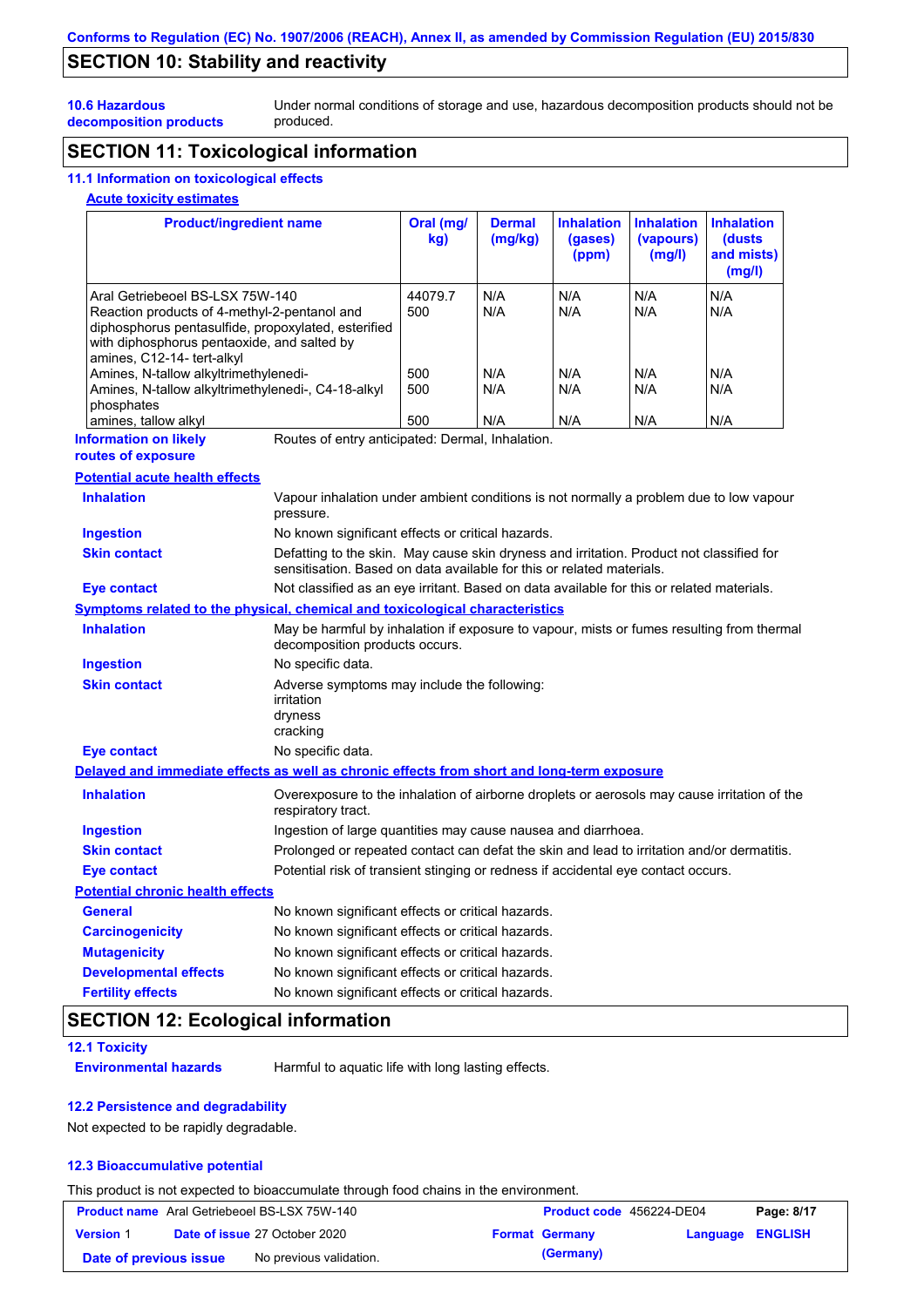## SECTION 10: Stability and reactivity

**10.6 Hazardous decomposition products** Under normal conditions of storage and use, hazardous decomposition products should not be produced.

## SECTION 11: Toxicological information

### 11.1 Information on toxicological effects

**Acute toxicity estimates**

| Product/ingredient name | Oral (mg/kg) | Dermal (mg/kg) | Inhalation (gases) (ppm) | Inhalation (vapours) (mg/l) | Inhalation (dusts and mists) (mg/l) |
|---|---|---|---|---|---|
| Aral Getriebeoel BS-LSX 75W-140 | 44079.7 | N/A | N/A | N/A | N/A |
| Reaction products of 4-methyl-2-pentanol and diphosphorus pentasulfide, propoxylated, esterified with diphosphorus pentaoxide, and salted by amines, C12-14- tert-alkyl | 500 | N/A | N/A | N/A | N/A |
| Amines, N-tallow alkyltrimethylenedi- | 500 | N/A | N/A | N/A | N/A |
| Amines, N-tallow alkyltrimethylenedi-, C4-18-alkyl phosphates | 500 | N/A | N/A | N/A | N/A |
| amines, tallow alkyl | 500 | N/A | N/A | N/A | N/A |

**Information on likely routes of exposure** Routes of entry anticipated: Dermal, Inhalation.

**Potential acute health effects**

**Inhalation** Vapour inhalation under ambient conditions is not normally a problem due to low vapour pressure.

**Ingestion** No known significant effects or critical hazards.

**Skin contact** Defatting to the skin. May cause skin dryness and irritation. Product not classified for sensitisation. Based on data available for this or related materials.

**Eye contact** Not classified as an eye irritant. Based on data available for this or related materials.

**Symptoms related to the physical, chemical and toxicological characteristics**

**Inhalation** May be harmful by inhalation if exposure to vapour, mists or fumes resulting from thermal decomposition products occurs.

**Ingestion** No specific data.

**Skin contact** Adverse symptoms may include the following:
irritation
dryness
cracking

**Eye contact** No specific data.

**Delayed and immediate effects as well as chronic effects from short and long-term exposure**

**Inhalation** Overexposure to the inhalation of airborne droplets or aerosols may cause irritation of the respiratory tract.

**Ingestion** Ingestion of large quantities may cause nausea and diarrhoea.

**Skin contact** Prolonged or repeated contact can defat the skin and lead to irritation and/or dermatitis.

**Eye contact** Potential risk of transient stinging or redness if accidental eye contact occurs.

**Potential chronic health effects**

**General** No known significant effects or critical hazards.

**Carcinogenicity** No known significant effects or critical hazards.

**Mutagenicity** No known significant effects or critical hazards.

**Developmental effects** No known significant effects or critical hazards.

**Fertility effects** No known significant effects or critical hazards.

## SECTION 12: Ecological information

### 12.1 Toxicity

**Environmental hazards** Harmful to aquatic life with long lasting effects.

### 12.2 Persistence and degradability

Not expected to be rapidly degradable.

### 12.3 Bioaccumulative potential

This product is not expected to bioaccumulate through food chains in the environment.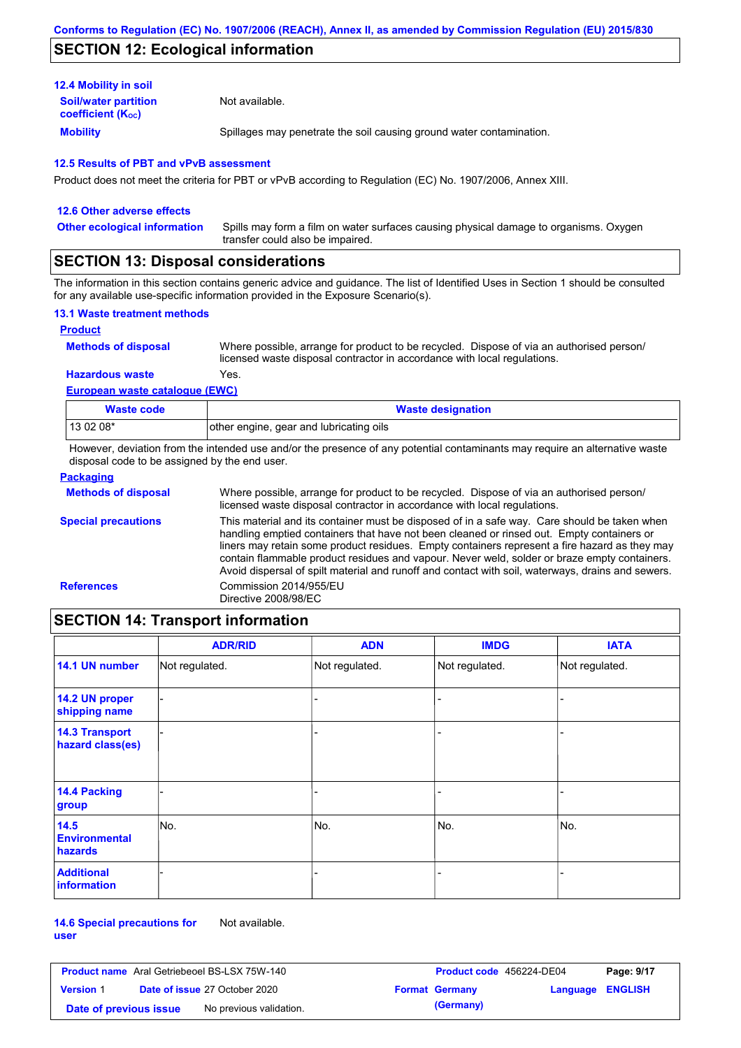## SECTION 12: Ecological information

### 12.4 Mobility in soil

**Soil/water partition coefficient ($K_{OC}$)**: Not available.

**Mobility**: Spillages may penetrate the soil causing ground water contamination.

### 12.5 Results of PBT and vPvB assessment

Product does not meet the criteria for PBT or vPvB according to Regulation (EC) No. 1907/2006, Annex XIII.

### 12.6 Other adverse effects

**Other ecological information**: Spills may form a film on water surfaces causing physical damage to organisms. Oxygen transfer could also be impaired.

## SECTION 13: Disposal considerations

The information in this section contains generic advice and guidance. The list of Identified Uses in Section 1 should be consulted for any available use-specific information provided in the Exposure Scenario(s).

### 13.1 Waste treatment methods

**Product**

**Methods of disposal**: Where possible, arrange for product to be recycled. Dispose of via an authorised person/ licensed waste disposal contractor in accordance with local regulations.

**Hazardous waste**: Yes.

**European waste catalogue (EWC)**

| Waste code | Waste designation |
|---|---|
| 13 02 08* | other engine, gear and lubricating oils |

However, deviation from the intended use and/or the presence of any potential contaminants may require an alternative waste disposal code to be assigned by the end user.

**Packaging**

**Methods of disposal**: Where possible, arrange for product to be recycled. Dispose of via an authorised person/ licensed waste disposal contractor in accordance with local regulations.

**Special precautions**: This material and its container must be disposed of in a safe way. Care should be taken when handling emptied containers that have not been cleaned or rinsed out. Empty containers or liners may retain some product residues. Empty containers represent a fire hazard as they may contain flammable product residues and vapour. Never weld, solder or braze empty containers. Avoid dispersal of spilt material and runoff and contact with soil, waterways, drains and sewers.

**References**: Commission 2014/955/EU
Directive 2008/98/EC

## SECTION 14: Transport information

| | ADR/RID | ADN | IMDG | IATA |
|---|---|---|---|---|
| 14.1 UN number | Not regulated. | Not regulated. | Not regulated. | Not regulated. |
| 14.2 UN proper shipping name | - | - | - | - |
| 14.3 Transport hazard class(es) | - | - | - | - |
| 14.4 Packing group | - | - | - | - |
| 14.5 Environmental hazards | No. | No. | No. | No. |
| Additional information | - | - | - | - |

**14.6 Special precautions for user**: Not available.

| Product name | Aral Getriebeoel BS-LSX 75W-140 | Product code | 456224-DE04 |
|---|---|---|---|
| Version | 1 | Date of issue | 27 October 2020 |
| Format | Germany (Germany) | Language | ENGLISH |
| Date of previous issue | No previous validation. | | |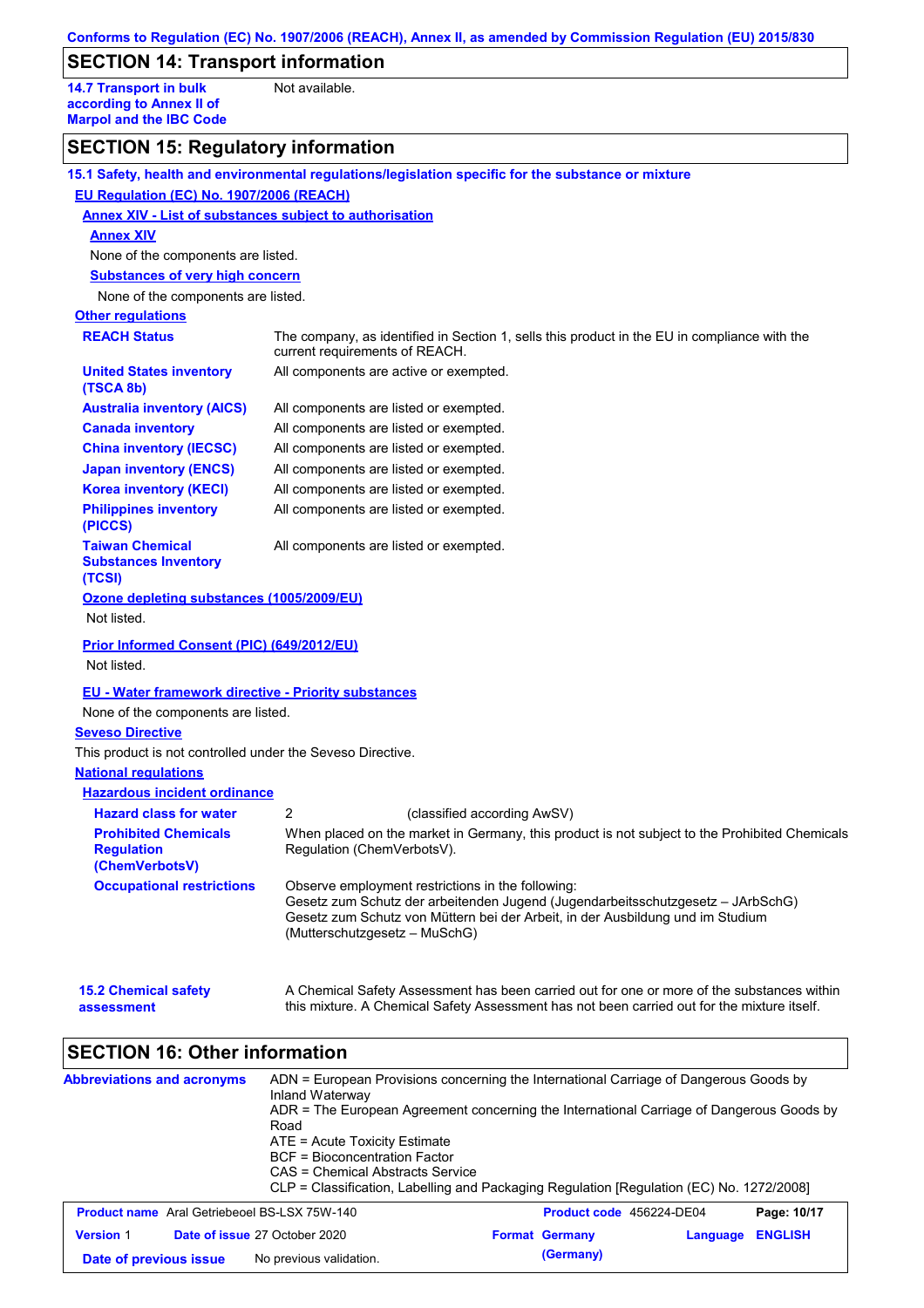## SECTION 14: Transport information

| | |
|---|---|
| **14.7 Transport in bulk according to Annex II of Marpol and the IBC Code** | Not available. |

## SECTION 15: Regulatory information

### 15.1 Safety, health and environmental regulations/legislation specific for the substance or mixture

**EU Regulation (EC) No. 1907/2006 (REACH)**

**Annex XIV - List of substances subject to authorisation**

**Annex XIV**

None of the components are listed.

**Substances of very high concern**

None of the components are listed.

**Other regulations**

| | |
|---|---|
| **REACH Status** | The company, as identified in Section 1, sells this product in the EU in compliance with the current requirements of REACH. |
| **United States inventory (TSCA 8b)** | All components are active or exempted. |
| **Australia inventory (AICS)** | All components are listed or exempted. |
| **Canada inventory** | All components are listed or exempted. |
| **China inventory (IECSC)** | All components are listed or exempted. |
| **Japan inventory (ENCS)** | All components are listed or exempted. |
| **Korea inventory (KECI)** | All components are listed or exempted. |
| **Philippines inventory (PICCS)** | All components are listed or exempted. |
| **Taiwan Chemical Substances Inventory (TCSI)** | All components are listed or exempted. |

**Ozone depleting substances (1005/2009/EU)**

Not listed.

**Prior Informed Consent (PIC) (649/2012/EU)**

Not listed.

**EU - Water framework directive - Priority substances**

None of the components are listed.

**Seveso Directive**

This product is not controlled under the Seveso Directive.

**National regulations**

**Hazardous incident ordinance**

| | |
|---|---|
| **Hazard class for water** | 2 (classified according AwSV) |
| **Prohibited Chemicals Regulation (ChemVerbotsV)** | When placed on the market in Germany, this product is not subject to the Prohibited Chemicals Regulation (ChemVerbotsV). |
| **Occupational restrictions** | Observe employment restrictions in the following:<br>Gesetz zum Schutz der arbeitenden Jugend (Jugendarbeitsschutzgesetz – JArbSchG)<br>Gesetz zum Schutz von Müttern bei der Arbeit, in der Ausbildung und im Studium (Mutterschutzgesetz – MuSchG) |

| | |
|---|---|
| **15.2 Chemical safety assessment** | A Chemical Safety Assessment has been carried out for one or more of the substances within this mixture. A Chemical Safety Assessment has not been carried out for the mixture itself. |

## SECTION 16: Other information

**Abbreviations and acronyms**

ADN = European Provisions concerning the International Carriage of Dangerous Goods by Inland Waterway
ADR = The European Agreement concerning the International Carriage of Dangerous Goods by Road
ATE = Acute Toxicity Estimate
BCF = Bioconcentration Factor
CAS = Chemical Abstracts Service
CLP = Classification, Labelling and Packaging Regulation [Regulation (EC) No. 1272/2008]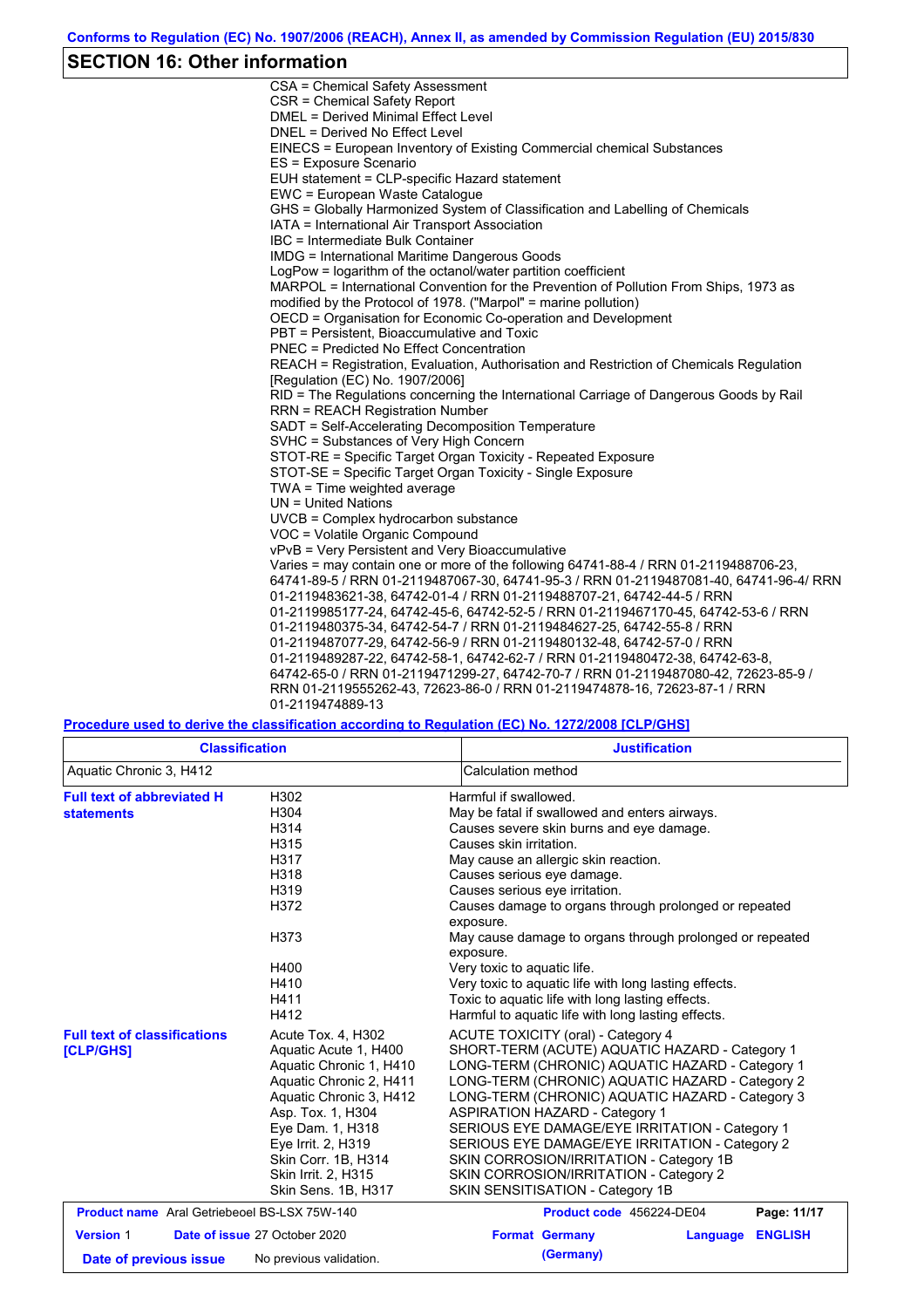## SECTION 16: Other information

CSA = Chemical Safety Assessment
CSR = Chemical Safety Report
DMEL = Derived Minimal Effect Level
DNEL = Derived No Effect Level
EINECS = European Inventory of Existing Commercial chemical Substances
ES = Exposure Scenario
EUH statement = CLP-specific Hazard statement
EWC = European Waste Catalogue
GHS = Globally Harmonized System of Classification and Labelling of Chemicals
IATA = International Air Transport Association
IBC = Intermediate Bulk Container
IMDG = International Maritime Dangerous Goods
LogPow = logarithm of the octanol/water partition coefficient
MARPOL = International Convention for the Prevention of Pollution From Ships, 1973 as modified by the Protocol of 1978. ("Marpol" = marine pollution)
OECD = Organisation for Economic Co-operation and Development
PBT = Persistent, Bioaccumulative and Toxic
PNEC = Predicted No Effect Concentration
REACH = Registration, Evaluation, Authorisation and Restriction of Chemicals Regulation [Regulation (EC) No. 1907/2006]
RID = The Regulations concerning the International Carriage of Dangerous Goods by Rail
RRN = REACH Registration Number
SADT = Self-Accelerating Decomposition Temperature
SVHC = Substances of Very High Concern
STOT-RE = Specific Target Organ Toxicity - Repeated Exposure
STOT-SE = Specific Target Organ Toxicity - Single Exposure
TWA = Time weighted average
UN = United Nations
UVCB = Complex hydrocarbon substance
VOC = Volatile Organic Compound
vPvB = Very Persistent and Very Bioaccumulative
Varies = may contain one or more of the following 64741-88-4 / RRN 01-2119488706-23, 64741-89-5 / RRN 01-2119487067-30, 64741-95-3 / RRN 01-2119487081-40, 64741-96-4/ RRN 01-2119483621-38, 64742-01-4 / RRN 01-2119488707-21, 64742-44-5 / RRN 01-2119985177-24, 64742-45-6, 64742-52-5 / RRN 01-2119467170-45, 64742-53-6 / RRN 01-2119480375-34, 64742-54-7 / RRN 01-2119484627-25, 64742-55-8 / RRN 01-2119487077-29, 64742-56-9 / RRN 01-2119480132-48, 64742-57-0 / RRN 01-2119489287-22, 64742-58-1, 64742-62-7 / RRN 01-2119480472-38, 64742-63-8, 64742-65-0 / RRN 01-2119471299-27, 64742-70-7 / RRN 01-2119487080-42, 72623-85-9 / RRN 01-2119555262-43, 72623-86-0 / RRN 01-2119474878-16, 72623-87-1 / RRN 01-2119474889-13

**Procedure used to derive the classification according to Regulation (EC) No. 1272/2008 [CLP/GHS]**

| Classification | Justification |
|---|---|
| Aquatic Chronic 3, H412 | Calculation method |

**Full text of abbreviated H statements**

| | |
|---|---|
| H302 | Harmful if swallowed. |
| H304 | May be fatal if swallowed and enters airways. |
| H314 | Causes severe skin burns and eye damage. |
| H315 | Causes skin irritation. |
| H317 | May cause an allergic skin reaction. |
| H318 | Causes serious eye damage. |
| H319 | Causes serious eye irritation. |
| H372 | Causes damage to organs through prolonged or repeated exposure. |
| H373 | May cause damage to organs through prolonged or repeated exposure. |
| H400 | Very toxic to aquatic life. |
| H410 | Very toxic to aquatic life with long lasting effects. |
| H411 | Toxic to aquatic life with long lasting effects. |
| H412 | Harmful to aquatic life with long lasting effects. |

**Full text of classifications [CLP/GHS]**

| | |
|---|---|
| Acute Tox. 4, H302 | ACUTE TOXICITY (oral) - Category 4 |
| Aquatic Acute 1, H400 | SHORT-TERM (ACUTE) AQUATIC HAZARD - Category 1 |
| Aquatic Chronic 1, H410 | LONG-TERM (CHRONIC) AQUATIC HAZARD - Category 1 |
| Aquatic Chronic 2, H411 | LONG-TERM (CHRONIC) AQUATIC HAZARD - Category 2 |
| Aquatic Chronic 3, H412 | LONG-TERM (CHRONIC) AQUATIC HAZARD - Category 3 |
| Asp. Tox. 1, H304 | ASPIRATION HAZARD - Category 1 |
| Eye Dam. 1, H318 | SERIOUS EYE DAMAGE/EYE IRRITATION - Category 1 |
| Eye Irrit. 2, H319 | SERIOUS EYE DAMAGE/EYE IRRITATION - Category 2 |
| Skin Corr. 1B, H314 | SKIN CORROSION/IRRITATION - Category 1B |
| Skin Irrit. 2, H315 | SKIN CORROSION/IRRITATION - Category 2 |
| Skin Sens. 1B, H317 | SKIN SENSITISATION - Category 1B |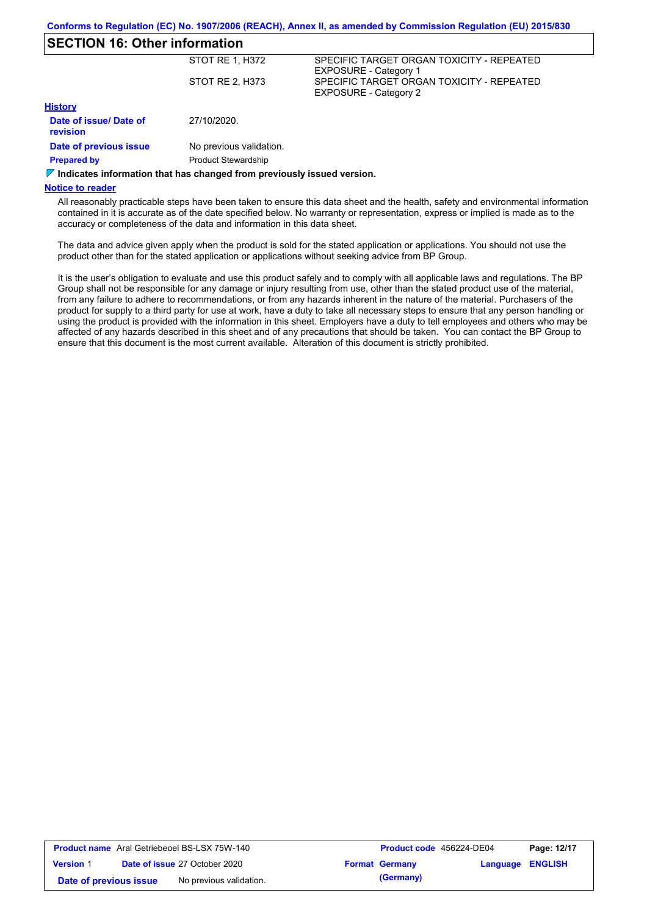## SECTION 16: Other information

| | | |
|---|---|---|
| | STOT RE 1, H372 | SPECIFIC TARGET ORGAN TOXICITY - REPEATED EXPOSURE - Category 1 |
| | STOT RE 2, H373 | SPECIFIC TARGET ORGAN TOXICITY - REPEATED EXPOSURE - Category 2 |

**History**

| | |
|---|---|
| **Date of issue/ Date of revision** | 27/10/2020. |
| **Date of previous issue** | No previous validation. |
| **Prepared by** | Product Stewardship |

**Indicates information that has changed from previously issued version.**

**Notice to reader**

All reasonably practicable steps have been taken to ensure this data sheet and the health, safety and environmental information contained in it is accurate as of the date specified below. No warranty or representation, express or implied is made as to the accuracy or completeness of the data and information in this data sheet.

The data and advice given apply when the product is sold for the stated application or applications. You should not use the product other than for the stated application or applications without seeking advice from BP Group.

It is the user's obligation to evaluate and use this product safely and to comply with all applicable laws and regulations. The BP Group shall not be responsible for any damage or injury resulting from use, other than the stated product use of the material, from any failure to adhere to recommendations, or from any hazards inherent in the nature of the material. Purchasers of the product for supply to a third party for use at work, have a duty to take all necessary steps to ensure that any person handling or using the product is provided with the information in this sheet. Employers have a duty to tell employees and others who may be affected of any hazards described in this sheet and of any precautions that should be taken. You can contact the BP Group to ensure that this document is the most current available. Alteration of this document is strictly prohibited.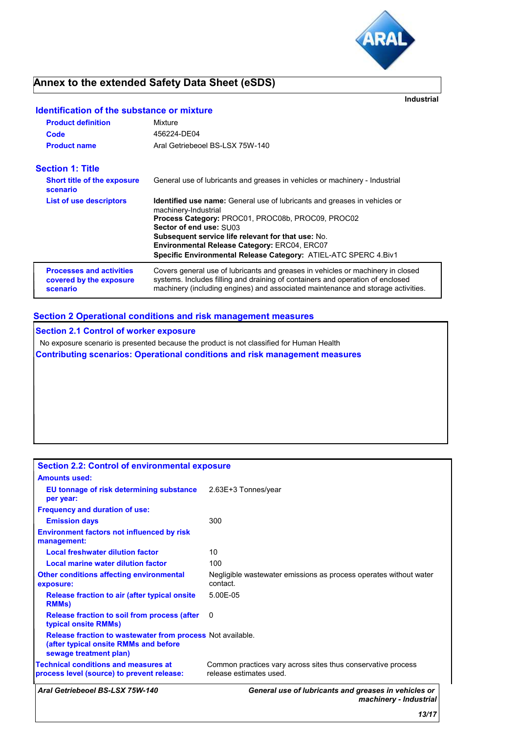# Annex to the extended Safety Data Sheet (eSDS)

**Industrial**

## Identification of the substance or mixture

| | |
|---|---|
| **Product definition** | Mixture |
| **Code** | 456224-DE04 |
| **Product name** | Aral Getriebeoel BS-LSX 75W-140 |

## Section 1: Title

| | |
|---|---|
| **Short title of the exposure scenario** | General use of lubricants and greases in vehicles or machinery - Industrial |
| **List of use descriptors** | **Identified use name:** General use of lubricants and greases in vehicles or machinery-Industrial<br>**Process Category:** PROC01, PROC08b, PROC09, PROC02<br>**Sector of end use:** SU03<br>**Subsequent service life relevant for that use:** No.<br>**Environmental Release Category:** ERC04, ERC07<br>**Specific Environmental Release Category:** ATIEL-ATC SPERC 4.Biv1 |
| **Processes and activities covered by the exposure scenario** | Covers general use of lubricants and greases in vehicles or machinery in closed systems. Includes filling and draining of containers and operation of enclosed machinery (including engines) and associated maintenance and storage activities. |

## Section 2 Operational conditions and risk management measures

### Section 2.1 Control of worker exposure

No exposure scenario is presented because the product is not classified for Human Health

### Contributing scenarios: Operational conditions and risk management measures

### Section 2.2: Control of environmental exposure

| | |
|---|---|
| **Amounts used:** | |
| **EU tonnage of risk determining substance per year:** | 2.63E+3 Tonnes/year |
| **Frequency and duration of use:** | |
| **Emission days** | 300 |
| **Environment factors not influenced by risk management:** | |
| **Local freshwater dilution factor** | 10 |
| **Local marine water dilution factor** | 100 |
| **Other conditions affecting environmental exposure:** | Negligible wastewater emissions as process operates without water contact. |
| **Release fraction to air (after typical onsite RMMs)** | 5.00E-05 |
| **Release fraction to soil from process (after typical onsite RMMs)** | 0 |
| **Release fraction to wastewater from process (after typical onsite RMMs and before sewage treatment plan)** | Not available. |
| **Technical conditions and measures at process level (source) to prevent release:** | Common practices vary across sites thus conservative process release estimates used. |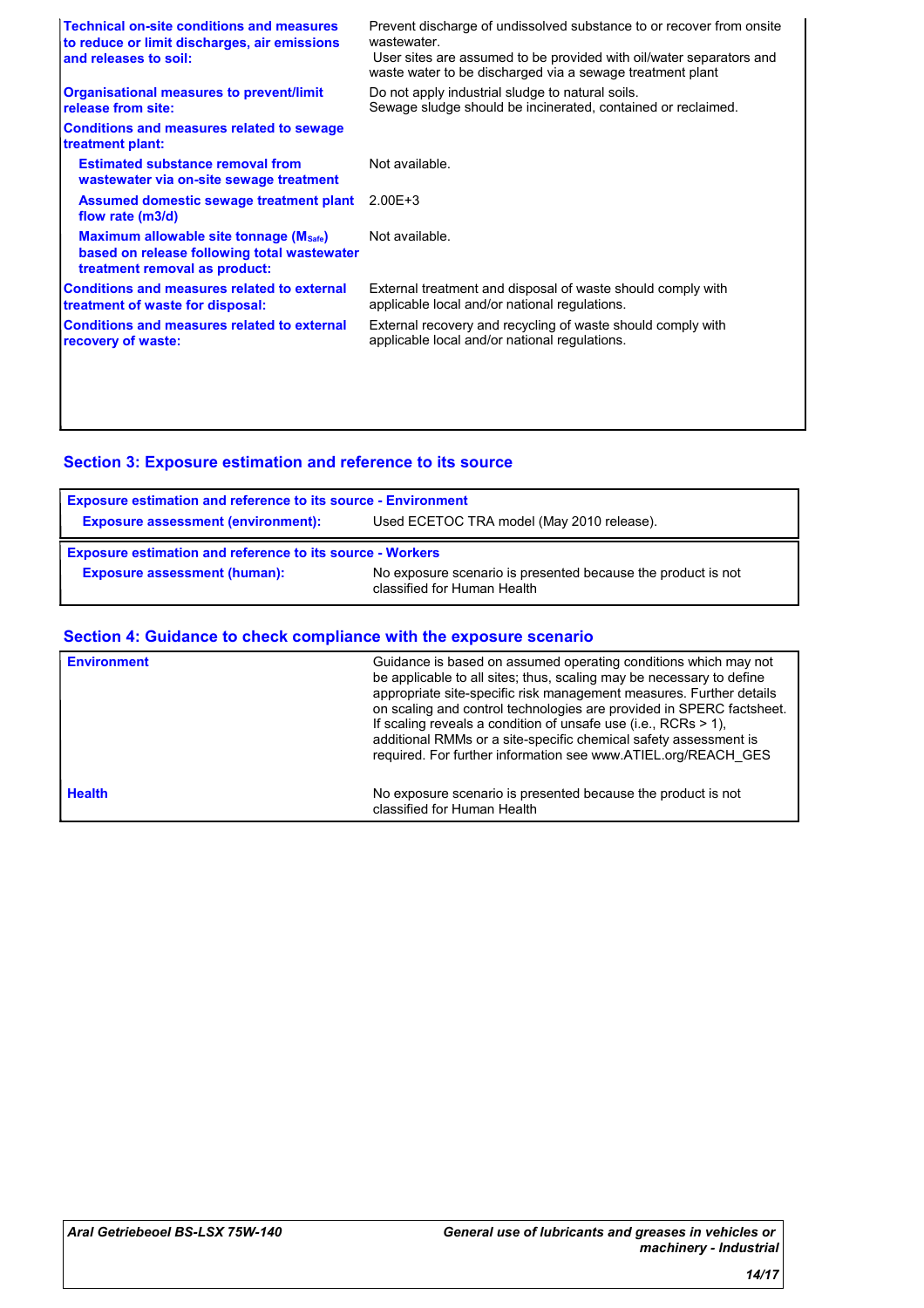| | |
|---|---|
| **Technical on-site conditions and measures to reduce or limit discharges, air emissions and releases to soil:** | Prevent discharge of undissolved substance to or recover from onsite wastewater. User sites are assumed to be provided with oil/water separators and waste water to be discharged via a sewage treatment plant |
| **Organisational measures to prevent/limit release from site:** | Do not apply industrial sludge to natural soils. Sewage sludge should be incinerated, contained or reclaimed. |
| **Conditions and measures related to sewage treatment plant:** | |
| **Estimated substance removal from wastewater via on-site sewage treatment** | Not available. |
| **Assumed domestic sewage treatment plant flow rate (m3/d)** | 2.00E+3 |
| **Maximum allowable site tonnage ($M_{Safe}$) based on release following total wastewater treatment removal as product:** | Not available. |
| **Conditions and measures related to external treatment of waste for disposal:** | External treatment and disposal of waste should comply with applicable local and/or national regulations. |
| **Conditions and measures related to external recovery of waste:** | External recovery and recycling of waste should comply with applicable local and/or national regulations. |

## Section 3: Exposure estimation and reference to its source

| Exposure estimation and reference to its source - Environment | |
|---|---|
| **Exposure assessment (environment):** | Used ECETOC TRA model (May 2010 release). |

| Exposure estimation and reference to its source - Workers | |
|---|---|
| **Exposure assessment (human):** | No exposure scenario is presented because the product is not classified for Human Health |

## Section 4: Guidance to check compliance with the exposure scenario

| | |
|---|---|
| **Environment** | Guidance is based on assumed operating conditions which may not be applicable to all sites; thus, scaling may be necessary to define appropriate site-specific risk management measures. Further details on scaling and control technologies are provided in SPERC factsheet. If scaling reveals a condition of unsafe use (i.e., RCRs > 1), additional RMMs or a site-specific chemical safety assessment is required. For further information see www.ATIEL.org/REACH_GES |
| **Health** | No exposure scenario is presented because the product is not classified for Human Health |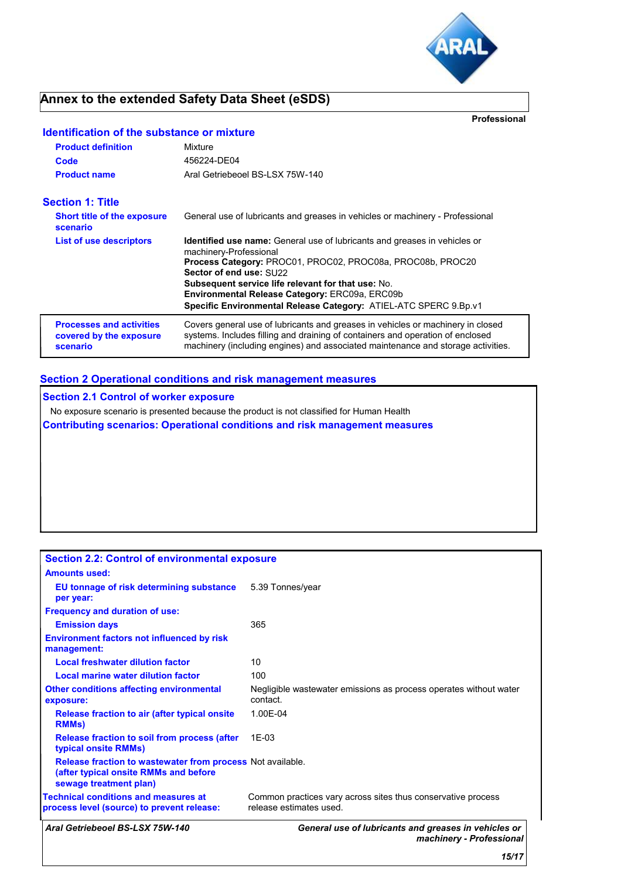# Annex to the extended Safety Data Sheet (eSDS)

**Professional**

## Identification of the substance or mixture

| | |
|---|---|
| **Product definition** | Mixture |
| **Code** | 456224-DE04 |
| **Product name** | Aral Getriebeoel BS-LSX 75W-140 |

## Section 1: Title

| | |
|---|---|
| **Short title of the exposure scenario** | General use of lubricants and greases in vehicles or machinery - Professional |
| **List of use descriptors** | **Identified use name:** General use of lubricants and greases in vehicles or machinery-Professional<br>**Process Category:** PROC01, PROC02, PROC08a, PROC08b, PROC20<br>**Sector of end use:** SU22<br>**Subsequent service life relevant for that use:** No.<br>**Environmental Release Category:** ERC09a, ERC09b<br>**Specific Environmental Release Category:** ATIEL-ATC SPERC 9.Bp.v1 |
| **Processes and activities covered by the exposure scenario** | Covers general use of lubricants and greases in vehicles or machinery in closed systems. Includes filling and draining of containers and operation of enclosed machinery (including engines) and associated maintenance and storage activities. |

## Section 2 Operational conditions and risk management measures

### Section 2.1 Control of worker exposure

No exposure scenario is presented because the product is not classified for Human Health

### Contributing scenarios: Operational conditions and risk management measures

### Section 2.2: Control of environmental exposure

**Amounts used:**

| | |
|---|---|
| **EU tonnage of risk determining substance per year:** | 5.39 Tonnes/year |

**Frequency and duration of use:**

| | |
|---|---|
| **Emission days** | 365 |

**Environment factors not influenced by risk management:**

| | |
|---|---|
| **Local freshwater dilution factor** | 10 |
| **Local marine water dilution factor** | 100 |

| | |
|---|---|
| **Other conditions affecting environmental exposure:** | Negligible wastewater emissions as process operates without water contact. |
| **Release fraction to air (after typical onsite RMMs)** | 1.00E-04 |
| **Release fraction to soil from process (after typical onsite RMMs)** | 1E-03 |
| **Release fraction to wastewater from process (after typical onsite RMMs and before sewage treatment plan)** | Not available. |
| **Technical conditions and measures at process level (source) to prevent release:** | Common practices vary across sites thus conservative process release estimates used. |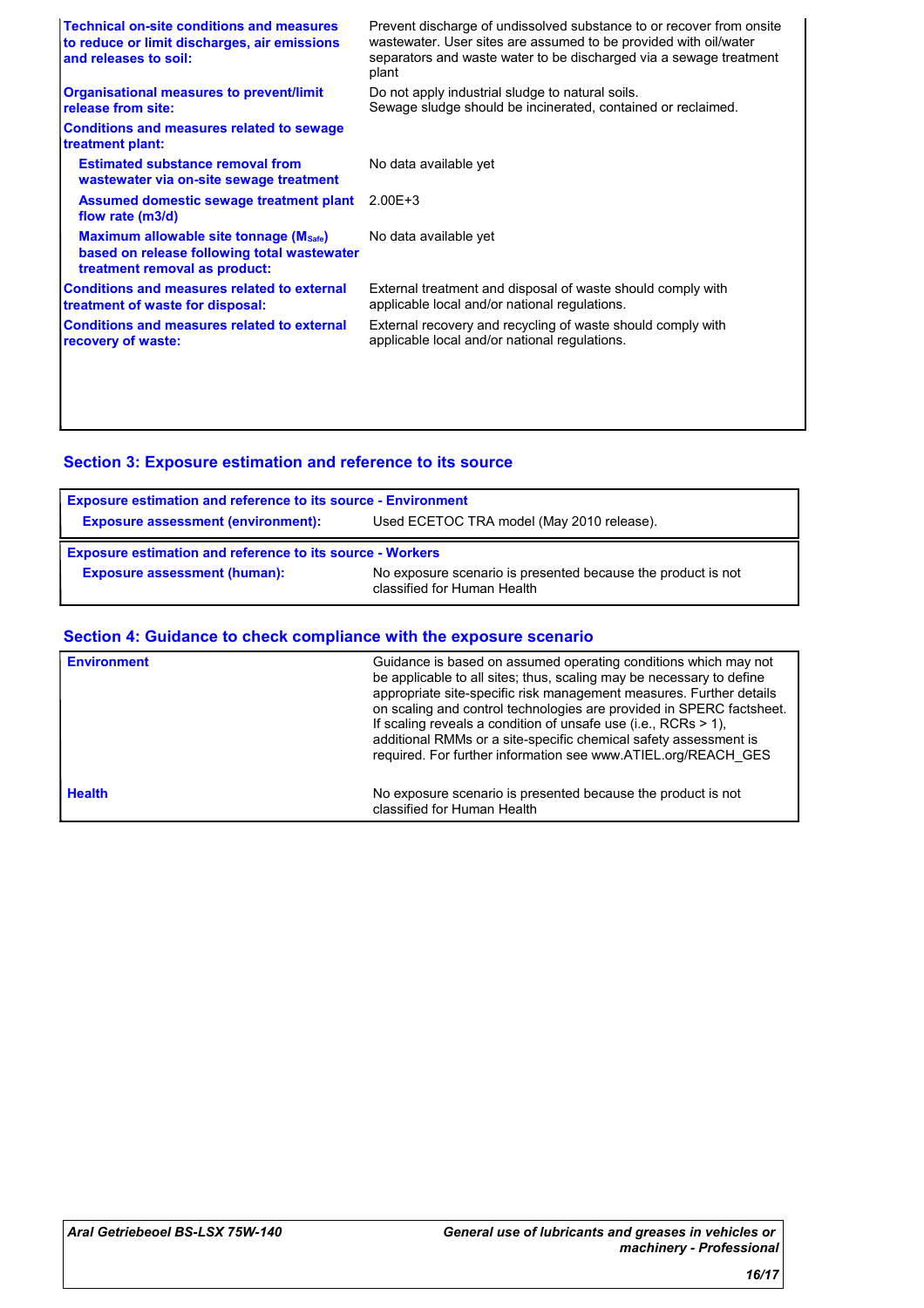| | |
|---|---|
| **Technical on-site conditions and measures to reduce or limit discharges, air emissions and releases to soil:** | Prevent discharge of undissolved substance to or recover from onsite wastewater. User sites are assumed to be provided with oil/water separators and waste water to be discharged via a sewage treatment plant |
| **Organisational measures to prevent/limit release from site:** | Do not apply industrial sludge to natural soils. Sewage sludge should be incinerated, contained or reclaimed. |
| **Conditions and measures related to sewage treatment plant:** | |
| **Estimated substance removal from wastewater via on-site sewage treatment** | No data available yet |
| **Assumed domestic sewage treatment plant flow rate (m3/d)** | 2.00E+3 |
| **Maximum allowable site tonnage ($M_{Safe}$) based on release following total wastewater treatment removal as product:** | No data available yet |
| **Conditions and measures related to external treatment of waste for disposal:** | External treatment and disposal of waste should comply with applicable local and/or national regulations. |
| **Conditions and measures related to external recovery of waste:** | External recovery and recycling of waste should comply with applicable local and/or national regulations. |

## Section 3: Exposure estimation and reference to its source

| **Exposure estimation and reference to its source - Environment** | |
|---|---|
| **Exposure assessment (environment):** | Used ECETOC TRA model (May 2010 release). |

| **Exposure estimation and reference to its source - Workers** | |
|---|---|
| **Exposure assessment (human):** | No exposure scenario is presented because the product is not classified for Human Health |

## Section 4: Guidance to check compliance with the exposure scenario

| | |
|---|---|
| **Environment** | Guidance is based on assumed operating conditions which may not be applicable to all sites; thus, scaling may be necessary to define appropriate site-specific risk management measures. Further details on scaling and control technologies are provided in SPERC factsheet. If scaling reveals a condition of unsafe use (i.e., RCRs > 1), additional RMMs or a site-specific chemical safety assessment is required. For further information see www.ATIEL.org/REACH_GES |
| **Health** | No exposure scenario is presented because the product is not classified for Human Health |